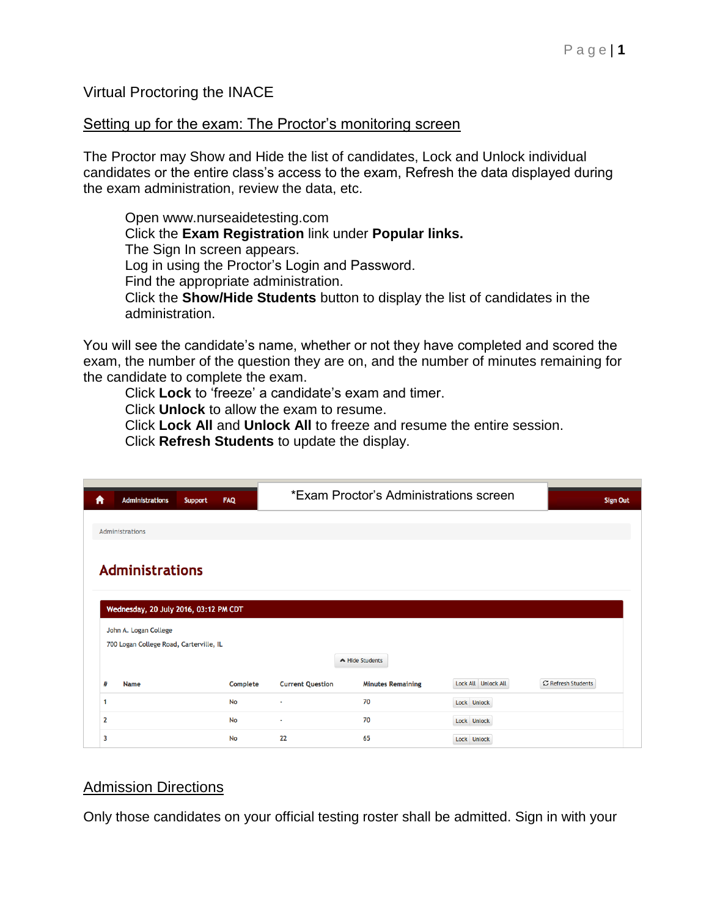# Virtual Proctoring the INACE

## Setting up for the exam: The Proctor's monitoring screen

The Proctor may Show and Hide the list of candidates, Lock and Unlock individual candidates or the entire class's access to the exam, Refresh the data displayed during the exam administration, review the data, etc.

> Open www.nurseaidetesting.com
> Click the **Exam Registration** link under **Popular links.**
> The Sign In screen appears.
> Log in using the Proctor's Login and Password.
> Find the appropriate administration.
> Click the **Show/Hide Students** button to display the list of candidates in the administration.

You will see the candidate's name, whether or not they have completed and scored the exam, the number of the question they are on, and the number of minutes remaining for the candidate to complete the exam.

> Click **Lock** to 'freeze' a candidate's exam and timer.
> Click **Unlock** to allow the exam to resume.
> Click **Lock All** and **Unlock All** to freeze and resume the entire session.
> Click **Refresh Students** to update the display.

*Exam Proctor's Administrations screen

Administrations | Support | FAQ | Sign Out

Administrations

**Administrations**

**Wednesday, 20 July 2016, 03:12 PM CDT**

John A. Logan College
700 Logan College Road, Carterville, IL

Hide Students

| # | Name | Complete | Current Question | Minutes Remaining | Lock All / Unlock All | Refresh Students |
|---|---|---|---|---|---|---|
| 1 | | No | - | 70 | Lock / Unlock | |
| 2 | | No | - | 70 | Lock / Unlock | |
| 3 | | No | 22 | 65 | Lock / Unlock | |

## Admission Directions

Only those candidates on your official testing roster shall be admitted. Sign in with your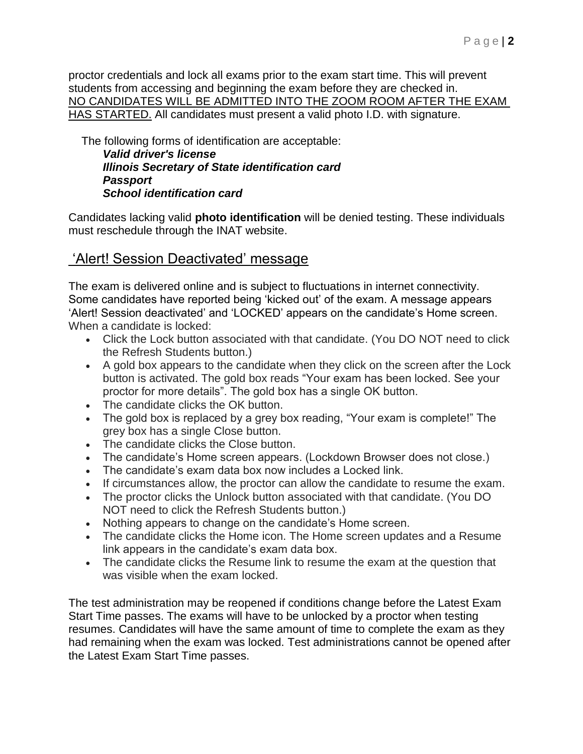proctor credentials and lock all exams prior to the exam start time. This will prevent students from accessing and beginning the exam before they are checked in. NO CANDIDATES WILL BE ADMITTED INTO THE ZOOM ROOM AFTER THE EXAM HAS STARTED. All candidates must present a valid photo I.D. with signature.

The following forms of identification are acceptable:

***Valid driver's license***
***Illinois Secretary of State identification card***
***Passport***
***School identification card***

Candidates lacking valid **photo identification** will be denied testing. These individuals must reschedule through the INAT website.

## 'Alert! Session Deactivated' message

The exam is delivered online and is subject to fluctuations in internet connectivity. Some candidates have reported being 'kicked out' of the exam. A message appears 'Alert! Session deactivated' and 'LOCKED' appears on the candidate's Home screen. When a candidate is locked:

- Click the Lock button associated with that candidate. (You DO NOT need to click the Refresh Students button.)
- A gold box appears to the candidate when they click on the screen after the Lock button is activated. The gold box reads "Your exam has been locked. See your proctor for more details". The gold box has a single OK button.
- The candidate clicks the OK button.
- The gold box is replaced by a grey box reading, "Your exam is complete!" The grey box has a single Close button.
- The candidate clicks the Close button.
- The candidate's Home screen appears. (Lockdown Browser does not close.)
- The candidate's exam data box now includes a Locked link.
- If circumstances allow, the proctor can allow the candidate to resume the exam.
- The proctor clicks the Unlock button associated with that candidate. (You DO NOT need to click the Refresh Students button.)
- Nothing appears to change on the candidate's Home screen.
- The candidate clicks the Home icon. The Home screen updates and a Resume link appears in the candidate's exam data box.
- The candidate clicks the Resume link to resume the exam at the question that was visible when the exam locked.

The test administration may be reopened if conditions change before the Latest Exam Start Time passes. The exams will have to be unlocked by a proctor when testing resumes. Candidates will have the same amount of time to complete the exam as they had remaining when the exam was locked. Test administrations cannot be opened after the Latest Exam Start Time passes.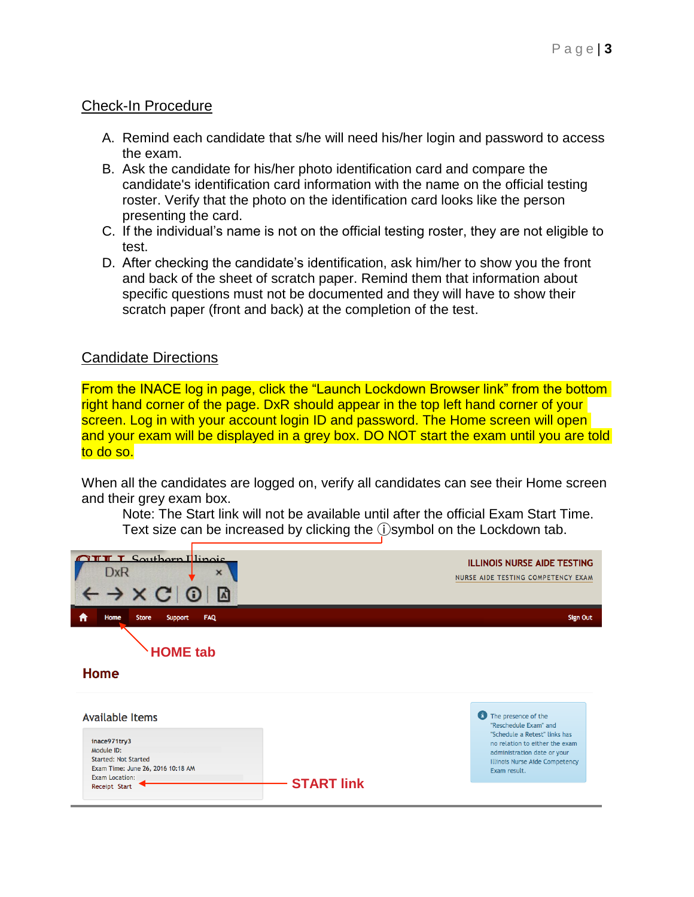## Check-In Procedure

A. Remind each candidate that s/he will need his/her login and password to access the exam.
B. Ask the candidate for his/her photo identification card and compare the candidate's identification card information with the name on the official testing roster. Verify that the photo on the identification card looks like the person presenting the card.
C. If the individual's name is not on the official testing roster, they are not eligible to test.
D. After checking the candidate's identification, ask him/her to show you the front and back of the sheet of scratch paper. Remind them that information about specific questions must not be documented and they will have to show their scratch paper (front and back) at the completion of the test.

## Candidate Directions

From the INACE log in page, click the "Launch Lockdown Browser link" from the bottom right hand corner of the page. DxR should appear in the top left hand corner of your screen. Log in with your account login ID and password. The Home screen will open and your exam will be displayed in a grey box. DO NOT start the exam until you are told to do so.

When all the candidates are logged on, verify all candidates can see their Home screen and their grey exam box.

Note: The Start link will not be available until after the official Exam Start Time. Text size can be increased by clicking the ⓘsymbol on the Lockdown tab.

Southern Illinois

DxR

ILLINOIS NURSE AIDE TESTING

NURSE AIDE TESTING COMPETENCY EXAM

Home Store Support FAQ Sign Out

HOME tab

**Home**

Available Items

inace971try3
Module ID:
Started: Not Started
Exam Time: June 26, 2016 10:18 AM
Exam Location:
Receipt Start

START link

The presence of the "Reschedule Exam" and "Schedule a Retest" links has no relation to either the exam administration date or your Illinois Nurse Aide Competency Exam result.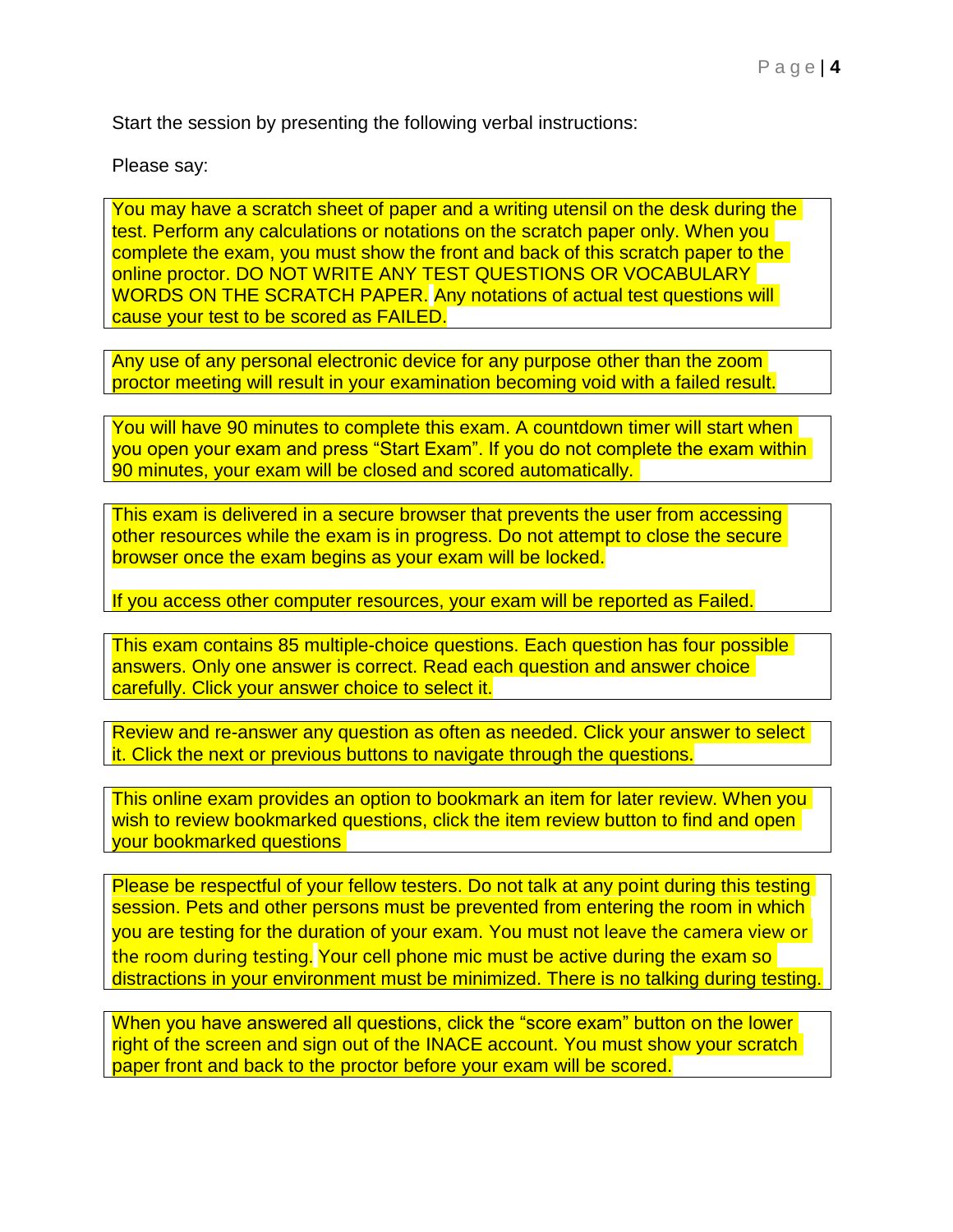Start the session by presenting the following verbal instructions:

Please say:

> You may have a scratch sheet of paper and a writing utensil on the desk during the test. Perform any calculations or notations on the scratch paper only. When you complete the exam, you must show the front and back of this scratch paper to the online proctor. DO NOT WRITE ANY TEST QUESTIONS OR VOCABULARY WORDS ON THE SCRATCH PAPER. Any notations of actual test questions will cause your test to be scored as FAILED.

> Any use of any personal electronic device for any purpose other than the zoom proctor meeting will result in your examination becoming void with a failed result.

> You will have 90 minutes to complete this exam. A countdown timer will start when you open your exam and press "Start Exam". If you do not complete the exam within 90 minutes, your exam will be closed and scored automatically.

> This exam is delivered in a secure browser that prevents the user from accessing other resources while the exam is in progress. Do not attempt to close the secure browser once the exam begins as your exam will be locked.
>
> If you access other computer resources, your exam will be reported as Failed.

> This exam contains 85 multiple-choice questions. Each question has four possible answers. Only one answer is correct. Read each question and answer choice carefully. Click your answer choice to select it.

> Review and re-answer any question as often as needed. Click your answer to select it. Click the next or previous buttons to navigate through the questions.

> This online exam provides an option to bookmark an item for later review. When you wish to review bookmarked questions, click the item review button to find and open your bookmarked questions

> Please be respectful of your fellow testers. Do not talk at any point during this testing session. Pets and other persons must be prevented from entering the room in which you are testing for the duration of your exam. You must not leave the camera view or the room during testing. Your cell phone mic must be active during the exam so distractions in your environment must be minimized. There is no talking during testing.

> When you have answered all questions, click the "score exam" button on the lower right of the screen and sign out of the INACE account. You must show your scratch paper front and back to the proctor before your exam will be scored.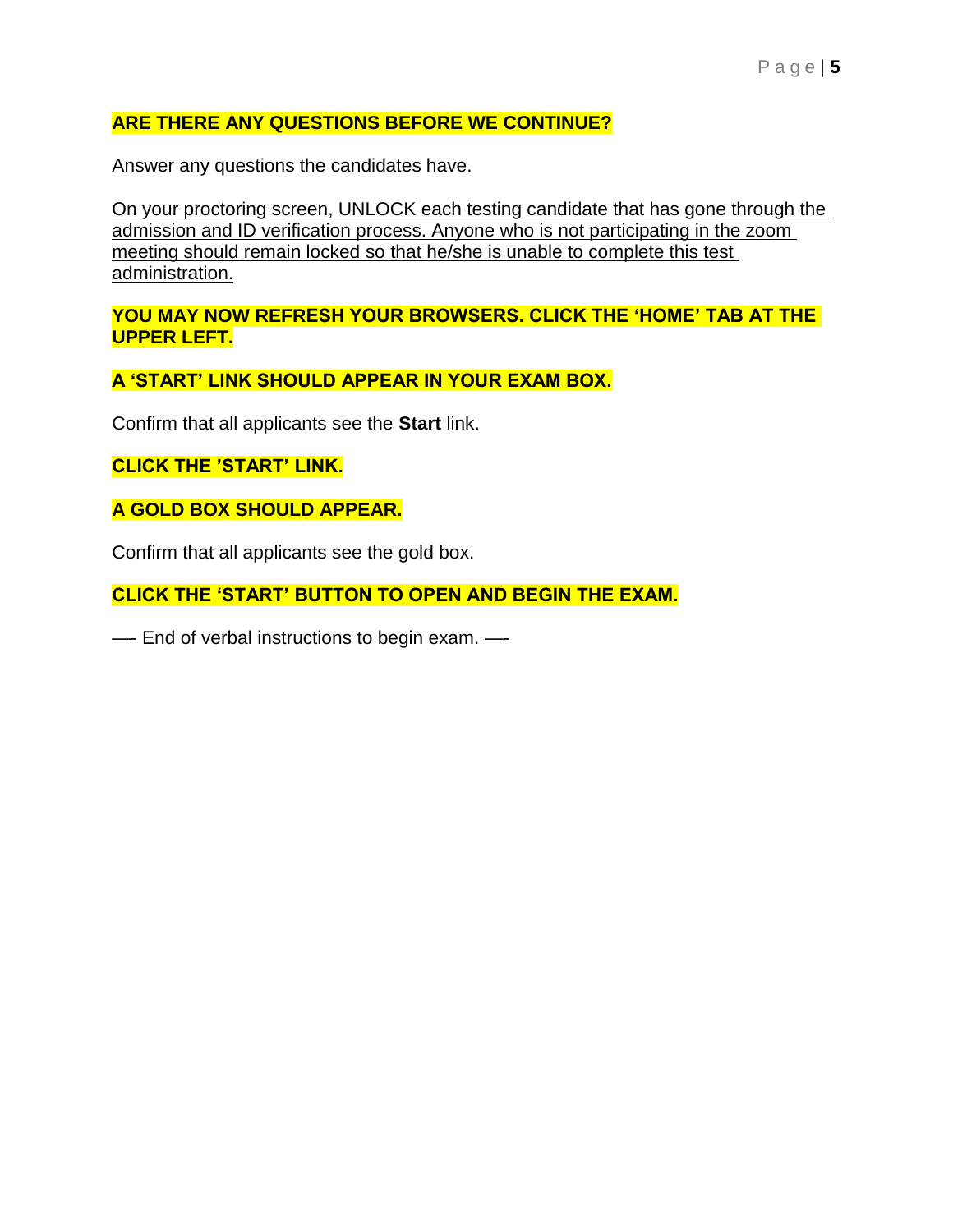**ARE THERE ANY QUESTIONS BEFORE WE CONTINUE?**

Answer any questions the candidates have.

<u>On your proctoring screen, UNLOCK each testing candidate that has gone through the admission and ID verification process. Anyone who is not participating in the zoom meeting should remain locked so that he/she is unable to complete this test administration.</u>

**YOU MAY NOW REFRESH YOUR BROWSERS. CLICK THE 'HOME' TAB AT THE UPPER LEFT.**

**A 'START' LINK SHOULD APPEAR IN YOUR EXAM BOX.**

Confirm that all applicants see the **Start** link.

**CLICK THE 'START' LINK.**

**A GOLD BOX SHOULD APPEAR.**

Confirm that all applicants see the gold box.

**CLICK THE 'START' BUTTON TO OPEN AND BEGIN THE EXAM.**

—- End of verbal instructions to begin exam. —-